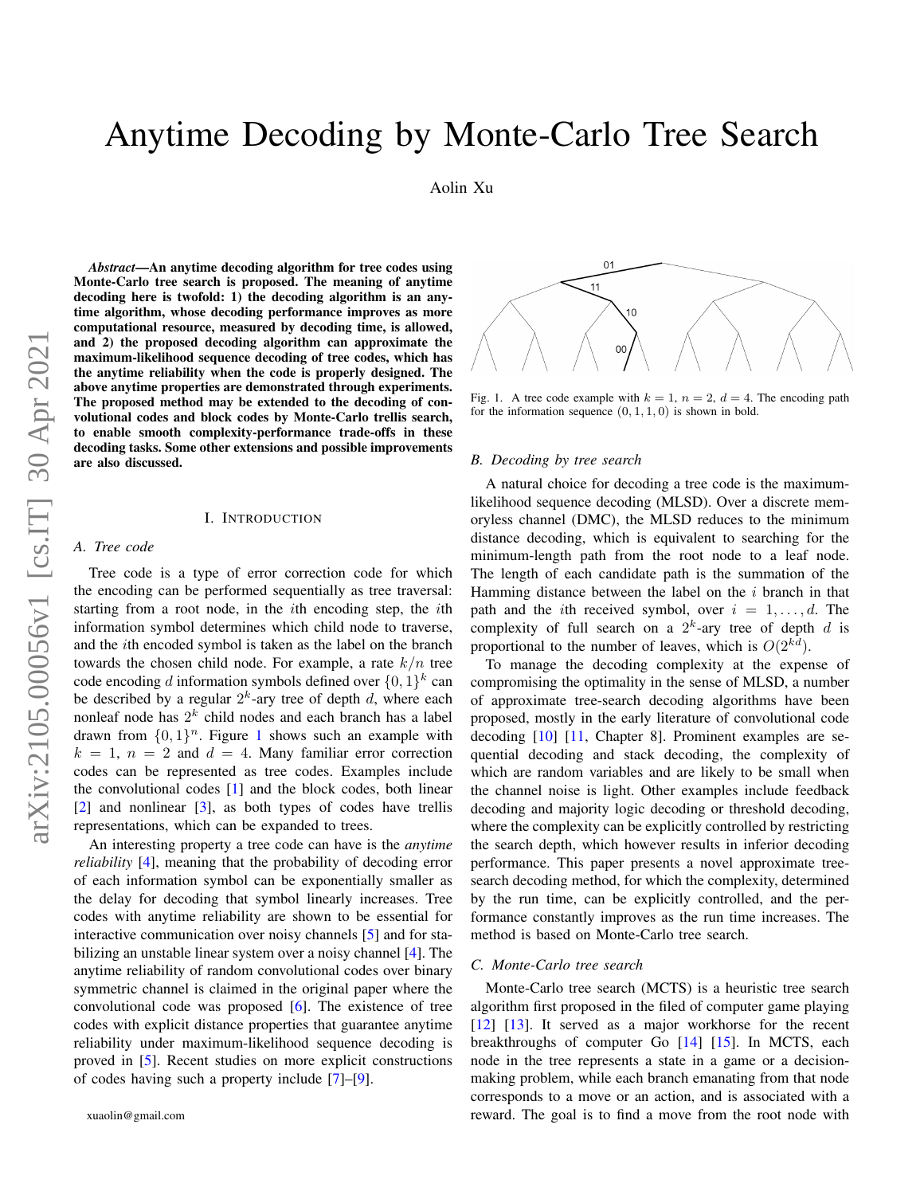# Anytime Decoding by Monte-Carlo Tree Search

Aolin Xu

***Abstract*—An anytime decoding algorithm for tree codes using Monte-Carlo tree search is proposed. The meaning of anytime decoding here is twofold: 1) the decoding algorithm is an anytime algorithm, whose decoding performance improves as more computational resource, measured by decoding time, is allowed, and 2) the proposed decoding algorithm can approximate the maximum-likelihood sequence decoding of tree codes, which has the anytime reliability when the code is properly designed. The above anytime properties are demonstrated through experiments. The proposed method may be extended to the decoding of convolutional codes and block codes by Monte-Carlo trellis search, to enable smooth complexity-performance trade-offs in these decoding tasks. Some other extensions and possible improvements are also discussed.**

## I. Introduction

### A. Tree code

Tree code is a type of error correction code for which the encoding can be performed sequentially as tree traversal: starting from a root node, in the $i$th encoding step, the $i$th information symbol determines which child node to traverse, and the $i$th encoded symbol is taken as the label on the branch towards the chosen child node. For example, a rate $k/n$ tree code encoding $d$ information symbols defined over $\{0,1\}^k$ can be described by a regular $2^k$-ary tree of depth $d$, where each nonleaf node has $2^k$ child nodes and each branch has a label drawn from $\{0,1\}^n$. Figure 1 shows such an example with $k = 1$, $n = 2$ and $d = 4$. Many familiar error correction codes can be represented as tree codes. Examples include the convolutional codes [1] and the block codes, both linear [2] and nonlinear [3], as both types of codes have trellis representations, which can be expanded to trees.

An interesting property a tree code can have is the *anytime reliability* [4], meaning that the probability of decoding error of each information symbol can be exponentially smaller as the delay for decoding that symbol linearly increases. Tree codes with anytime reliability are shown to be essential for interactive communication over noisy channels [5] and for stabilizing an unstable linear system over a noisy channel [4]. The anytime reliability of random convolutional codes over binary symmetric channel is claimed in the original paper where the convolutional code was proposed [6]. The existence of tree codes with explicit distance properties that guarantee anytime reliability under maximum-likelihood sequence decoding is proved in [5]. Recent studies on more explicit constructions of codes having such a property include [7]–[9].

Fig. 1. A tree code example with $k = 1$, $n = 2$, $d = 4$. The encoding path for the information sequence $(0, 1, 1, 0)$ is shown in bold.

### B. Decoding by tree search

A natural choice for decoding a tree code is the maximum-likelihood sequence decoding (MLSD). Over a discrete memoryless channel (DMC), the MLSD reduces to the minimum distance decoding, which is equivalent to searching for the minimum-length path from the root node to a leaf node. The length of each candidate path is the summation of the Hamming distance between the label on the $i$ branch in that path and the $i$th received symbol, over $i = 1, \ldots, d$. The complexity of full search on a $2^k$-ary tree of depth $d$ is proportional to the number of leaves, which is $O(2^{kd})$.

To manage the decoding complexity at the expense of compromising the optimality in the sense of MLSD, a number of approximate tree-search decoding algorithms have been proposed, mostly in the early literature of convolutional code decoding [10] [11, Chapter 8]. Prominent examples are sequential decoding and stack decoding, the complexity of which are random variables and are likely to be small when the channel noise is light. Other examples include feedback decoding and majority logic decoding or threshold decoding, where the complexity can be explicitly controlled by restricting the search depth, which however results in inferior decoding performance. This paper presents a novel approximate tree-search decoding method, for which the complexity, determined by the run time, can be explicitly controlled, and the performance constantly improves as the run time increases. The method is based on Monte-Carlo tree search.

### C. Monte-Carlo tree search

Monte-Carlo tree search (MCTS) is a heuristic tree search algorithm first proposed in the filed of computer game playing [12] [13]. It served as a major workhorse for the recent breakthroughs of computer Go [14] [15]. In MCTS, each node in the tree represents a state in a game or a decision-making problem, while each branch emanating from that node corresponds to a move or an action, and is associated with a reward. The goal is to find a move from the root node with

xuaolin@gmail.com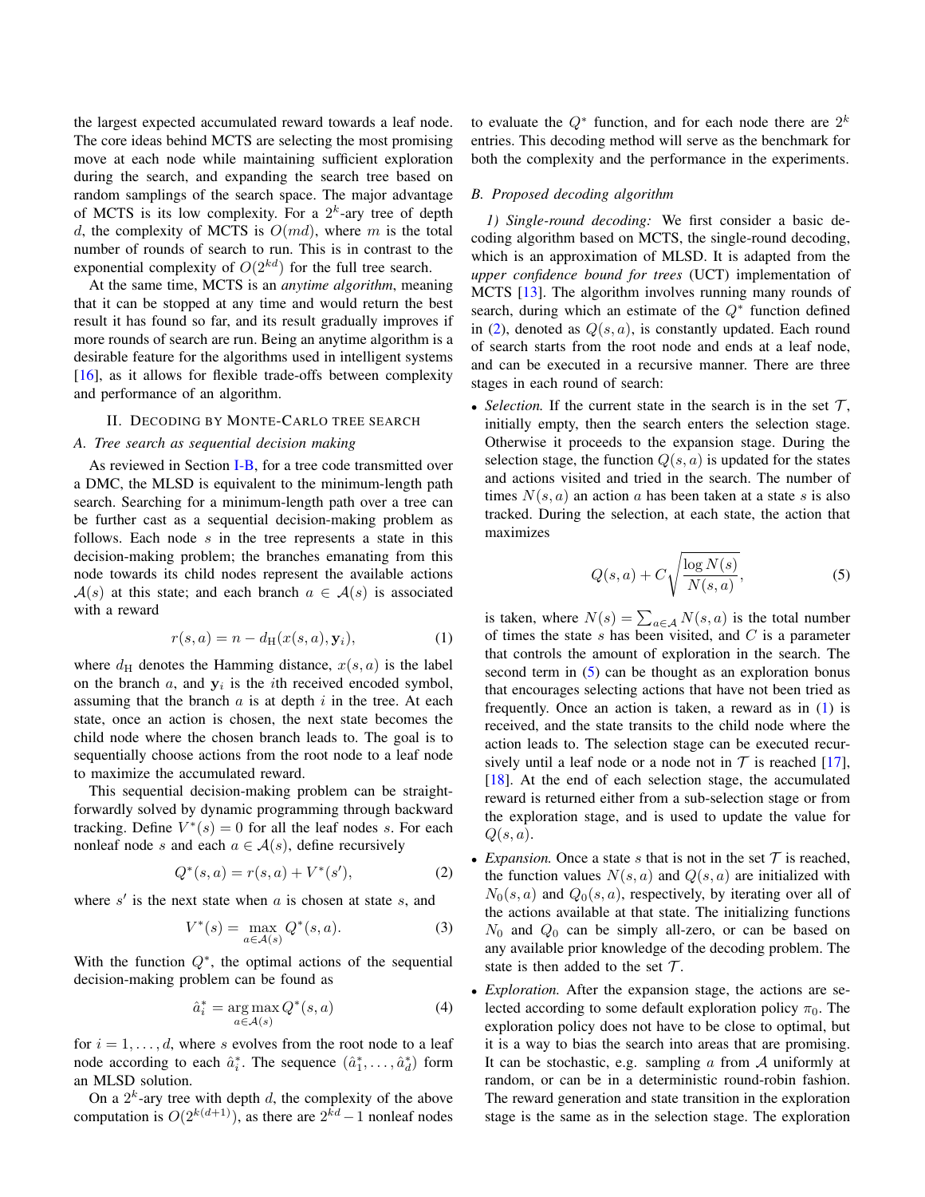the largest expected accumulated reward towards a leaf node. The core ideas behind MCTS are selecting the most promising move at each node while maintaining sufficient exploration during the search, and expanding the search tree based on random samplings of the search space. The major advantage of MCTS is its low complexity. For a $2^k$-ary tree of depth $d$, the complexity of MCTS is $O(md)$, where $m$ is the total number of rounds of search to run. This is in contrast to the exponential complexity of $O(2^{kd})$ for the full tree search.

At the same time, MCTS is an *anytime algorithm*, meaning that it can be stopped at any time and would return the best result it has found so far, and its result gradually improves if more rounds of search are run. Being an anytime algorithm is a desirable feature for the algorithms used in intelligent systems [16], as it allows for flexible trade-offs between complexity and performance of an algorithm.

## II. Decoding by Monte-Carlo Tree Search

### A. Tree search as sequential decision making

As reviewed in Section I-B, for a tree code transmitted over a DMC, the MLSD is equivalent to the minimum-length path search. Searching for a minimum-length path over a tree can be further cast as a sequential decision-making problem as follows. Each node $s$ in the tree represents a state in this decision-making problem; the branches emanating from this node towards its child nodes represent the available actions $\mathcal{A}(s)$ at this state; and each branch $a \in \mathcal{A}(s)$ is associated with a reward

$$r(s, a) = n - d_{\mathrm{H}}(x(s, a), \mathbf{y}_i), \tag{1}$$

where $d_{\mathrm{H}}$ denotes the Hamming distance, $x(s, a)$ is the label on the branch $a$, and $\mathbf{y}_i$ is the $i$th received encoded symbol, assuming that the branch $a$ is at depth $i$ in the tree. At each state, once an action is chosen, the next state becomes the child node where the chosen branch leads to. The goal is to sequentially choose actions from the root node to a leaf node to maximize the accumulated reward.

This sequential decision-making problem can be straightforwardly solved by dynamic programming through backward tracking. Define $V^*(s) = 0$ for all the leaf nodes $s$. For each nonleaf node $s$ and each $a \in \mathcal{A}(s)$, define recursively

$$Q^*(s, a) = r(s, a) + V^*(s'), \tag{2}$$

where $s'$ is the next state when $a$ is chosen at state $s$, and

$$V^*(s) = \max_{a \in \mathcal{A}(s)} Q^*(s, a). \tag{3}$$

With the function $Q^*$, the optimal actions of the sequential decision-making problem can be found as

$$\hat{a}_i^* = \arg\max_{a \in \mathcal{A}(s)} Q^*(s, a) \tag{4}$$

for $i = 1, \ldots, d$, where $s$ evolves from the root node to a leaf node according to each $\hat{a}_i^*$. The sequence $(\hat{a}_1^*, \ldots, \hat{a}_d^*)$ form an MLSD solution.

On a $2^k$-ary tree with depth $d$, the complexity of the above computation is $O(2^{k(d+1)})$, as there are $2^{kd} - 1$ nonleaf nodes to evaluate the $Q^*$ function, and for each node there are $2^k$ entries. This decoding method will serve as the benchmark for both the complexity and the performance in the experiments.

### B. Proposed decoding algorithm

*1) Single-round decoding:* We first consider a basic decoding algorithm based on MCTS, the single-round decoding, which is an approximation of MLSD. It is adapted from the *upper confidence bound for trees* (UCT) implementation of MCTS [13]. The algorithm involves running many rounds of search, during which an estimate of the $Q^*$ function defined in (2), denoted as $Q(s, a)$, is constantly updated. Each round of search starts from the root node and ends at a leaf node, and can be executed in a recursive manner. There are three stages in each round of search:

- *Selection.* If the current state in the search is in the set $\mathcal{T}$, initially empty, then the search enters the selection stage. Otherwise it proceeds to the expansion stage. During the selection stage, the function $Q(s, a)$ is updated for the states and actions visited and tried in the search. The number of times $N(s, a)$ an action $a$ has been taken at a state $s$ is also tracked. During the selection, at each state, the action that maximizes

$$Q(s, a) + C\sqrt{\frac{\log N(s)}{N(s, a)}}, \tag{5}$$

  is taken, where $N(s) = \sum_{a \in \mathcal{A}} N(s, a)$ is the total number of times the state $s$ has been visited, and $C$ is a parameter that controls the amount of exploration in the search. The second term in (5) can be thought as an exploration bonus that encourages selecting actions that have not been tried as frequently. Once an action is taken, a reward as in (1) is received, and the state transits to the child node where the action leads to. The selection stage can be executed recursively until a leaf node or a node not in $\mathcal{T}$ is reached [17], [18]. At the end of each selection stage, the accumulated reward is returned either from a sub-selection stage or from the exploration stage, and is used to update the value for $Q(s, a)$.
- *Expansion.* Once a state $s$ that is not in the set $\mathcal{T}$ is reached, the function values $N(s, a)$ and $Q(s, a)$ are initialized with $N_0(s, a)$ and $Q_0(s, a)$, respectively, by iterating over all of the actions available at that state. The initializing functions $N_0$ and $Q_0$ can be simply all-zero, or can be based on any available prior knowledge of the decoding problem. The state is then added to the set $\mathcal{T}$.
- *Exploration.* After the expansion stage, the actions are selected according to some default exploration policy $\pi_0$. The exploration policy does not have to be close to optimal, but it is a way to bias the search into areas that are promising. It can be stochastic, e.g. sampling $a$ from $\mathcal{A}$ uniformly at random, or can be in a deterministic round-robin fashion. The reward generation and state transition in the exploration stage is the same as in the selection stage. The exploration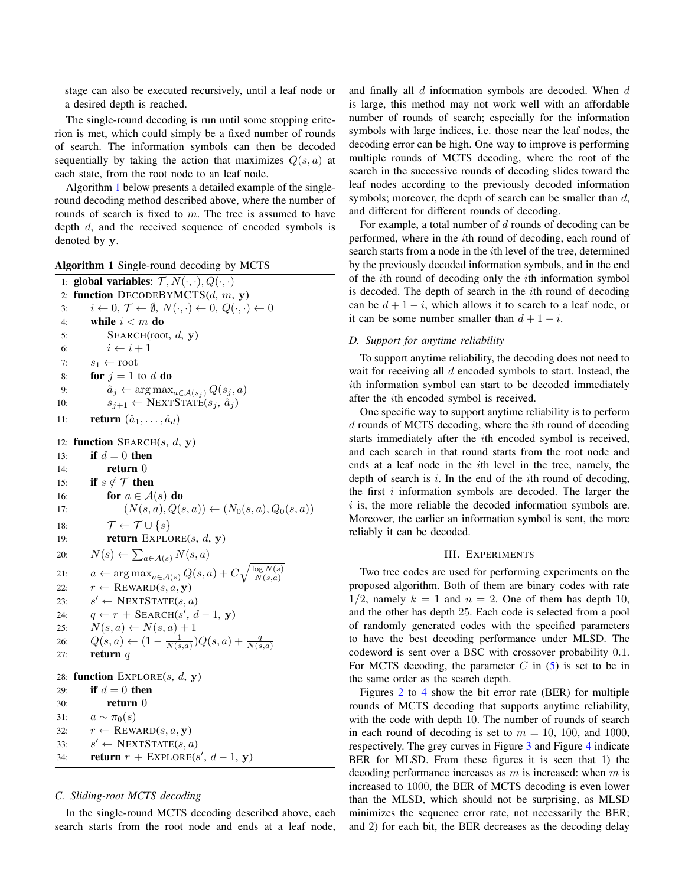stage can also be executed recursively, until a leaf node or a desired depth is reached.

The single-round decoding is run until some stopping criterion is met, which could simply be a fixed number of rounds of search. The information symbols can then be decoded sequentially by taking the action that maximizes $Q(s, a)$ at each state, from the root node to an leaf node.

Algorithm 1 below presents a detailed example of the single-round decoding method described above, where the number of rounds of search is fixed to $m$. The tree is assumed to have depth $d$, and the received sequence of encoded symbols is denoted by $\mathbf{y}$.

**Algorithm 1** Single-round decoding by MCTS

```
 1: global variables: 𝒯, N(·,·), Q(·,·)
 2: function DECODEBYMCTS(d, m, y)
 3:     i ← 0, 𝒯 ← ∅, N(·,·) ← 0, Q(·,·) ← 0
 4:     while i < m do
 5:         SEARCH(root, d, y)
 6:         i ← i + 1
 7:     s_1 ← root
 8:     for j = 1 to d do
 9:         â_j ← argmax_{a∈𝒜(s_j)} Q(s_j, a)
10:         s_{j+1} ← NEXTSTATE(s_j, â_j)
11:     return (â_1, ..., â_d)

12: function SEARCH(s, d, y)
13:     if d = 0 then
14:         return 0
15:     if s ∉ 𝒯 then
16:         for a ∈ 𝒜(s) do
17:             (N(s,a), Q(s,a)) ← (N_0(s,a), Q_0(s,a))
18:         𝒯 ← 𝒯 ∪ {s}
19:         return EXPLORE(s, d, y)
20:     N(s) ← Σ_{a∈𝒜(s)} N(s,a)
21:     a ← argmax_{a∈𝒜(s)} Q(s,a) + C sqrt(log N(s) / N(s,a))
22:     r ← REWARD(s, a, y)
23:     s' ← NEXTSTATE(s, a)
24:     q ← r + SEARCH(s', d − 1, y)
25:     N(s,a) ← N(s,a) + 1
26:     Q(s,a) ← (1 − 1/N(s,a)) Q(s,a) + q/N(s,a)
27:     return q

28: function EXPLORE(s, d, y)
29:     if d = 0 then
30:         return 0
31:     a ~ π_0(s)
32:     r ← REWARD(s, a, y)
33:     s' ← NEXTSTATE(s, a)
34:     return r + EXPLORE(s', d − 1, y)
```

### C. Sliding-root MCTS decoding

In the single-round MCTS decoding described above, each search starts from the root node and ends at a leaf node, and finally all $d$ information symbols are decoded. When $d$ is large, this method may not work well with an affordable number of rounds of search; especially for the information symbols with large indices, i.e. those near the leaf nodes, the decoding error can be high. One way to improve is performing multiple rounds of MCTS decoding, where the root of the search in the successive rounds of decoding slides toward the leaf nodes according to the previously decoded information symbols; moreover, the depth of search can be smaller than $d$, and different for different rounds of decoding.

For example, a total number of $d$ rounds of decoding can be performed, where in the $i$th round of decoding, each round of search starts from a node in the $i$th level of the tree, determined by the previously decoded information symbols, and in the end of the $i$th round of decoding only the $i$th information symbol is decoded. The depth of search in the $i$th round of decoding can be $d + 1 - i$, which allows it to search to a leaf node, or it can be some number smaller than $d + 1 - i$.

### D. Support for anytime reliability

To support anytime reliability, the decoding does not need to wait for receiving all $d$ encoded symbols to start. Instead, the $i$th information symbol can start to be decoded immediately after the $i$th encoded symbol is received.

One specific way to support anytime reliability is to perform $d$ rounds of MCTS decoding, where the $i$th round of decoding starts immediately after the $i$th encoded symbol is received, and each search in that round starts from the root node and ends at a leaf node in the $i$th level in the tree, namely, the depth of search is $i$. In the end of the $i$th round of decoding, the first $i$ information symbols are decoded. The larger the $i$ is, the more reliable the decoded information symbols are. Moreover, the earlier an information symbol is sent, the more reliably it can be decoded.

## III. Experiments

Two tree codes are used for performing experiments on the proposed algorithm. Both of them are binary codes with rate $1/2$, namely $k = 1$ and $n = 2$. One of them has depth 10, and the other has depth 25. Each code is selected from a pool of randomly generated codes with the specified parameters to have the best decoding performance under MLSD. The codeword is sent over a BSC with crossover probability 0.1. For MCTS decoding, the parameter $C$ in (5) is set to be in the same order as the search depth.

Figures 2 to 4 show the bit error rate (BER) for multiple rounds of MCTS decoding that supports anytime reliability, with the code with depth 10. The number of rounds of search in each round of decoding is set to $m = 10$, 100, and 1000, respectively. The grey curves in Figure 3 and Figure 4 indicate BER for MLSD. From these figures it is seen that 1) the decoding performance increases as $m$ is increased: when $m$ is increased to 1000, the BER of MCTS decoding is even lower than the MLSD, which should not be surprising, as MLSD minimizes the sequence error rate, not necessarily the BER; and 2) for each bit, the BER decreases as the decoding delay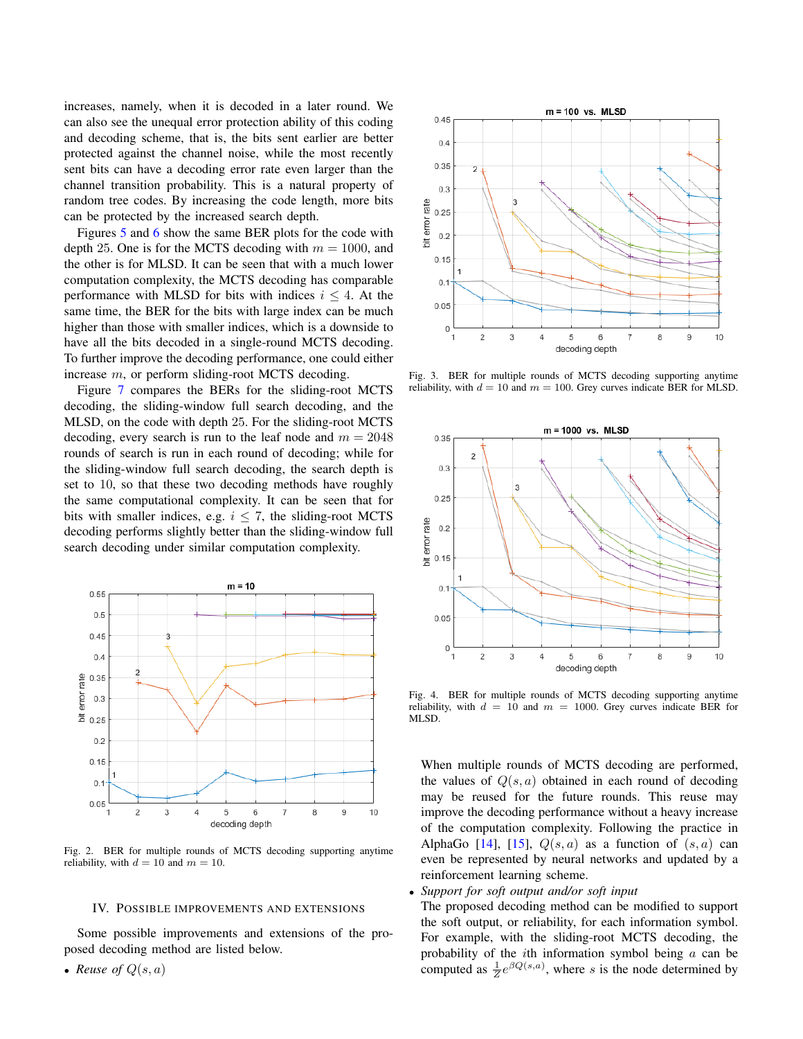increases, namely, when it is decoded in a later round. We can also see the unequal error protection ability of this coding and decoding scheme, that is, the bits sent earlier are better protected against the channel noise, while the most recently sent bits can have a decoding error rate even larger than the channel transition probability. This is a natural property of random tree codes. By increasing the code length, more bits can be protected by the increased search depth.

Figures 5 and 6 show the same BER plots for the code with depth 25. One is for the MCTS decoding with $m = 1000$, and the other is for MLSD. It can be seen that with a much lower computation complexity, the MCTS decoding has comparable performance with MLSD for bits with indices $i \leq 4$. At the same time, the BER for the bits with large index can be much higher than those with smaller indices, which is a downside to have all the bits decoded in a single-round MCTS decoding. To further improve the decoding performance, one could either increase $m$, or perform sliding-root MCTS decoding.

Figure 7 compares the BERs for the sliding-root MCTS decoding, the sliding-window full search decoding, and the MLSD, on the code with depth 25. For the sliding-root MCTS decoding, every search is run to the leaf node and $m = 2048$ rounds of search is run in each round of decoding; while for the sliding-window full search decoding, the search depth is set to 10, so that these two decoding methods have roughly the same computational complexity. It can be seen that for bits with smaller indices, e.g. $i \leq 7$, the sliding-root MCTS decoding performs slightly better than the sliding-window full search decoding under similar computation complexity.

Fig. 2. BER for multiple rounds of MCTS decoding supporting anytime reliability, with $d = 10$ and $m = 10$.

Fig. 3. BER for multiple rounds of MCTS decoding supporting anytime reliability, with $d = 10$ and $m = 100$. Grey curves indicate BER for MLSD.

Fig. 4. BER for multiple rounds of MCTS decoding supporting anytime reliability, with $d = 10$ and $m = 1000$. Grey curves indicate BER for MLSD.

## IV. Possible Improvements and Extensions

Some possible improvements and extensions of the proposed decoding method are listed below.

- *Reuse of $Q(s, a)$*
  When multiple rounds of MCTS decoding are performed, the values of $Q(s, a)$ obtained in each round of decoding may be reused for the future rounds. This reuse may improve the decoding performance without a heavy increase of the computation complexity. Following the practice in AlphaGo [14], [15], $Q(s, a)$ as a function of $(s, a)$ can even be represented by neural networks and updated by a reinforcement learning scheme.
- *Support for soft output and/or soft input*
  The proposed decoding method can be modified to support the soft output, or reliability, for each information symbol. For example, with the sliding-root MCTS decoding, the probability of the $i$th information symbol being $a$ can be computed as $\frac{1}{Z} e^{\beta Q(s,a)}$, where $s$ is the node determined by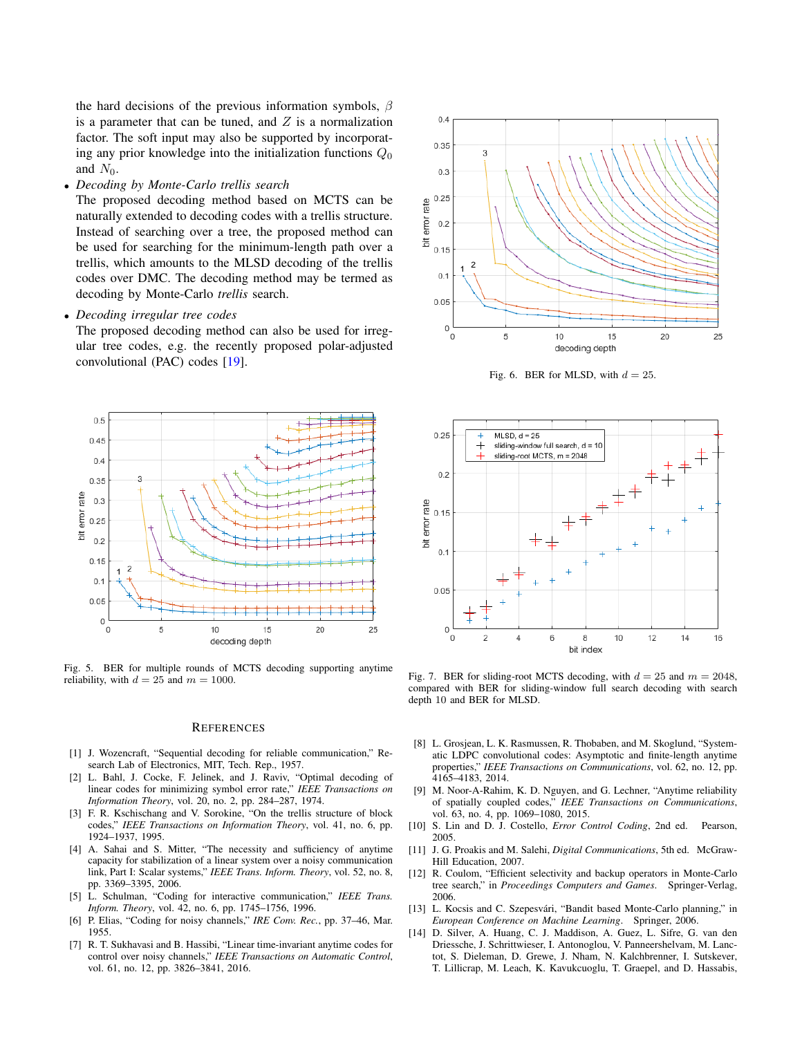the hard decisions of the previous information symbols, $\beta$ is a parameter that can be tuned, and $Z$ is a normalization factor. The soft input may also be supported by incorporating any prior knowledge into the initialization functions $Q_0$ and $N_0$.

- *Decoding by Monte-Carlo trellis search*
  The proposed decoding method based on MCTS can be naturally extended to decoding codes with a trellis structure. Instead of searching over a tree, the proposed method can be used for searching for the minimum-length path over a trellis, which amounts to the MLSD decoding of the trellis codes over DMC. The decoding method may be termed as decoding by Monte-Carlo *trellis* search.
- *Decoding irregular tree codes*
  The proposed decoding method can also be used for irregular tree codes, e.g. the recently proposed polar-adjusted convolutional (PAC) codes [19].

Fig. 6. BER for MLSD, with $d = 25$.

Fig. 5. BER for multiple rounds of MCTS decoding supporting anytime reliability, with $d = 25$ and $m = 1000$.

Fig. 7. BER for sliding-root MCTS decoding, with $d = 25$ and $m = 2048$, compared with BER for sliding-window full search decoding with search depth 10 and BER for MLSD.

## REFERENCES

[1] J. Wozencraft, "Sequential decoding for reliable communication," Research Lab of Electronics, MIT, Tech. Rep., 1957.

[2] L. Bahl, J. Cocke, F. Jelinek, and J. Raviv, "Optimal decoding of linear codes for minimizing symbol error rate," *IEEE Transactions on Information Theory*, vol. 20, no. 2, pp. 284–287, 1974.

[3] F. R. Kschischang and V. Sorokine, "On the trellis structure of block codes," *IEEE Transactions on Information Theory*, vol. 41, no. 6, pp. 1924–1937, 1995.

[4] A. Sahai and S. Mitter, "The necessity and sufficiency of anytime capacity for stabilization of a linear system over a noisy communication link, Part I: Scalar systems," *IEEE Trans. Inform. Theory*, vol. 52, no. 8, pp. 3369–3395, 2006.

[5] L. Schulman, "Coding for interactive communication," *IEEE Trans. Inform. Theory*, vol. 42, no. 6, pp. 1745–1756, 1996.

[6] P. Elias, "Coding for noisy channels," *IRE Conv. Rec.*, pp. 37–46, Mar. 1955.

[7] R. T. Sukhavasi and B. Hassibi, "Linear time-invariant anytime codes for control over noisy channels," *IEEE Transactions on Automatic Control*, vol. 61, no. 12, pp. 3826–3841, 2016.

[8] L. Grosjean, L. K. Rasmussen, R. Thobaben, and M. Skoglund, "Systematic LDPC convolutional codes: Asymptotic and finite-length anytime properties," *IEEE Transactions on Communications*, vol. 62, no. 12, pp. 4165–4183, 2014.

[9] M. Noor-A-Rahim, K. D. Nguyen, and G. Lechner, "Anytime reliability of spatially coupled codes," *IEEE Transactions on Communications*, vol. 63, no. 4, pp. 1069–1080, 2015.

[10] S. Lin and D. J. Costello, *Error Control Coding*, 2nd ed. Pearson, 2005.

[11] J. G. Proakis and M. Salehi, *Digital Communications*, 5th ed. McGraw-Hill Education, 2007.

[12] R. Coulom, "Efficient selectivity and backup operators in Monte-Carlo tree search," in *Proceedings Computers and Games*. Springer-Verlag, 2006.

[13] L. Kocsis and C. Szepesvári, "Bandit based Monte-Carlo planning," in *European Conference on Machine Learning*. Springer, 2006.

[14] D. Silver, A. Huang, C. J. Maddison, A. Guez, L. Sifre, G. van den Driessche, J. Schrittwieser, I. Antonoglou, V. Panneershelvam, M. Lanctot, S. Dieleman, D. Grewe, J. Nham, N. Kalchbrenner, I. Sutskever, T. Lillicrap, M. Leach, K. Kavukcuoglu, T. Graepel, and D. Hassabis,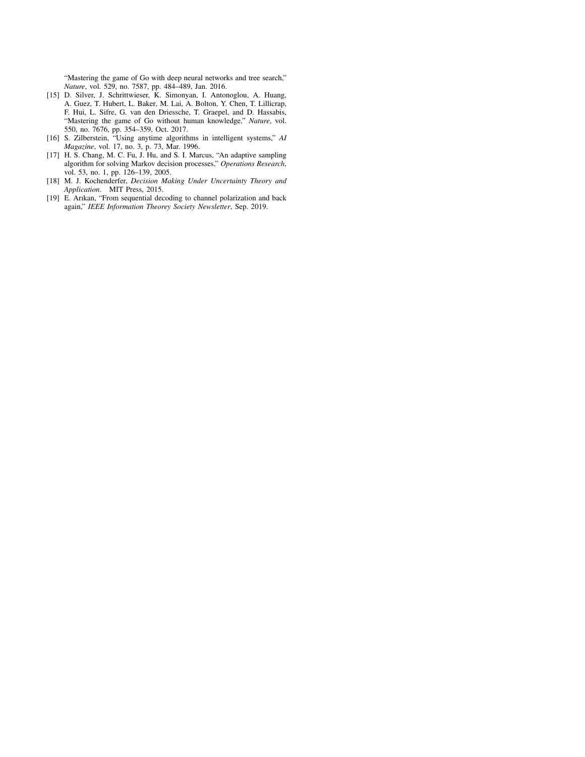"Mastering the game of Go with deep neural networks and tree search," *Nature*, vol. 529, no. 7587, pp. 484–489, Jan. 2016.

[15] D. Silver, J. Schrittwieser, K. Simonyan, I. Antonoglou, A. Huang, A. Guez, T. Hubert, L. Baker, M. Lai, A. Bolton, Y. Chen, T. Lillicrap, F. Hui, L. Sifre, G. van den Driessche, T. Graepel, and D. Hassabis, "Mastering the game of Go without human knowledge," *Nature*, vol. 550, no. 7676, pp. 354–359, Oct. 2017.

[16] S. Zilberstein, "Using anytime algorithms in intelligent systems," *AI Magazine*, vol. 17, no. 3, p. 73, Mar. 1996.

[17] H. S. Chang, M. C. Fu, J. Hu, and S. I. Marcus, "An adaptive sampling algorithm for solving Markov decision processes," *Operations Research*, vol. 53, no. 1, pp. 126–139, 2005.

[18] M. J. Kochenderfer, *Decision Making Under Uncertainty Theory and Application*. MIT Press, 2015.

[19] E. Arıkan, "From sequential decoding to channel polarization and back again," *IEEE Information Theory Society Newsletter*, Sep. 2019.